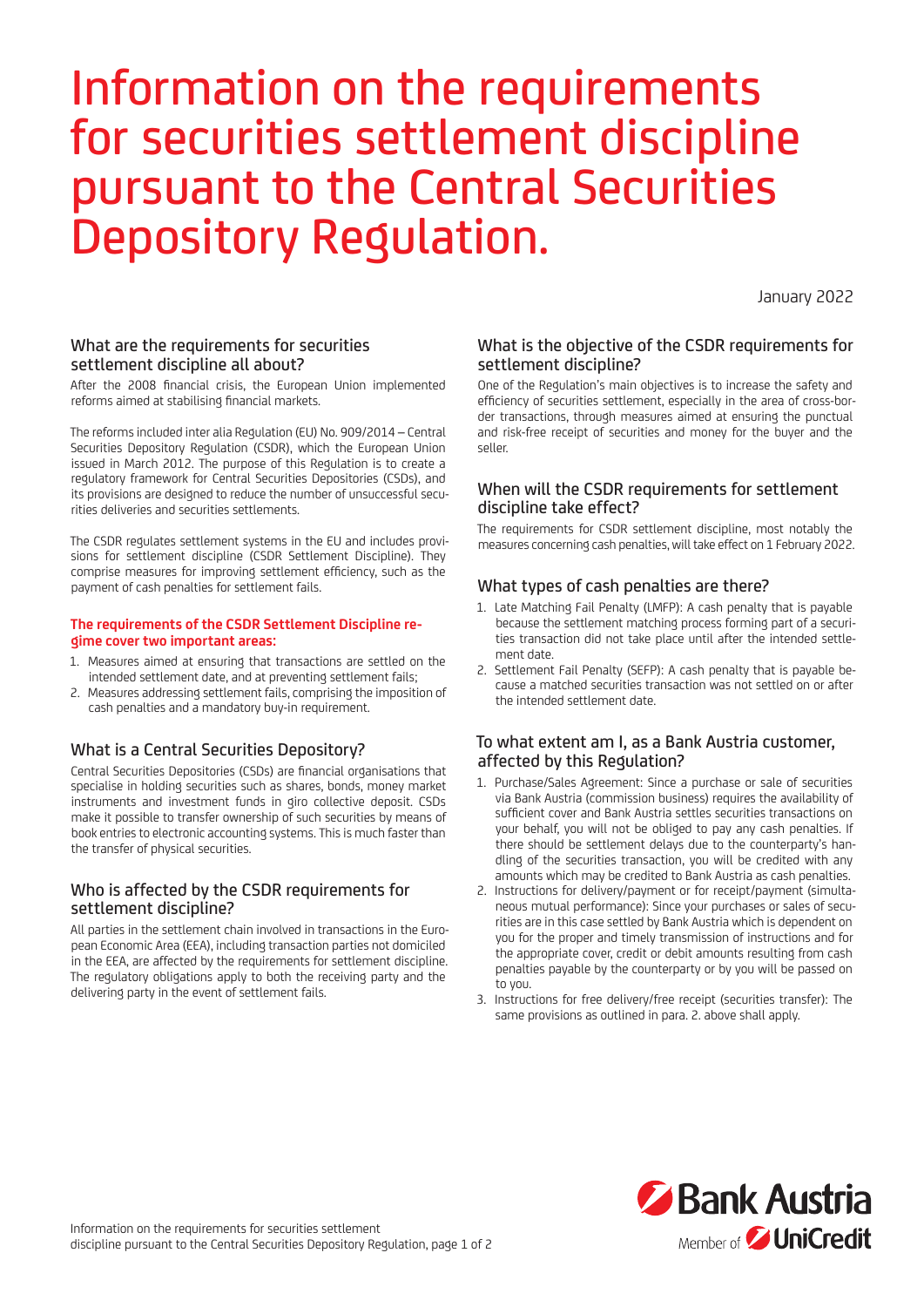# Information on the requirements for securities settlement discipline pursuant to the Central Securities Depository Regulation.

January 2022

## What are the requirements for securities settlement discipline all about?

After the 2008 financial crisis, the European Union implemented reforms aimed at stabilising financial markets.

The reforms included inter alia Regulation (EU) No. 909/2014 – Central Securities Depository Regulation (CSDR), which the European Union issued in March 2012. The purpose of this Regulation is to create a regulatory framework for Central Securities Depositories (CSDs), and its provisions are designed to reduce the number of unsuccessful securities deliveries and securities settlements.

The CSDR regulates settlement systems in the EU and includes provisions for settlement discipline (CSDR Settlement Discipline). They comprise measures for improving settlement efficiency, such as the payment of cash penalties for settlement fails.

**The requirements of the CSDR Settlement Discipline regime cover two important areas:**

1. Measures aimed at ensuring that transactions are settled on the intended settlement date, and at preventing settlement fails;
2. Measures addressing settlement fails, comprising the imposition of cash penalties and a mandatory buy-in requirement.

## What is a Central Securities Depository?

Central Securities Depositories (CSDs) are financial organisations that specialise in holding securities such as shares, bonds, money market instruments and investment funds in giro collective deposit. CSDs make it possible to transfer ownership of such securities by means of book entries to electronic accounting systems. This is much faster than the transfer of physical securities.

## Who is affected by the CSDR requirements for settlement discipline?

All parties in the settlement chain involved in transactions in the European Economic Area (EEA), including transaction parties not domiciled in the EEA, are affected by the requirements for settlement discipline. The regulatory obligations apply to both the receiving party and the delivering party in the event of settlement fails.

## What is the objective of the CSDR requirements for settlement discipline?

One of the Regulation's main objectives is to increase the safety and efficiency of securities settlement, especially in the area of cross-border transactions, through measures aimed at ensuring the punctual and risk-free receipt of securities and money for the buyer and the seller.

## When will the CSDR requirements for settlement discipline take effect?

The requirements for CSDR settlement discipline, most notably the measures concerning cash penalties, will take effect on 1 February 2022.

## What types of cash penalties are there?

1. Late Matching Fail Penalty (LMFP): A cash penalty that is payable because the settlement matching process forming part of a securities transaction did not take place until after the intended settlement date.
2. Settlement Fail Penalty (SEFP): A cash penalty that is payable because a matched securities transaction was not settled on or after the intended settlement date.

## To what extent am I, as a Bank Austria customer, affected by this Regulation?

1. Purchase/Sales Agreement: Since a purchase or sale of securities via Bank Austria (commission business) requires the availability of sufficient cover and Bank Austria settles securities transactions on your behalf, you will not be obliged to pay any cash penalties. If there should be settlement delays due to the counterparty's handling of the securities transaction, you will be credited with any amounts which may be credited to Bank Austria as cash penalties.
2. Instructions for delivery/payment or for receipt/payment (simultaneous mutual performance): Since your purchases or sales of securities are in this case settled by Bank Austria which is dependent on you for the proper and timely transmission of instructions and for the appropriate cover, credit or debit amounts resulting from cash penalties payable by the counterparty or by you will be passed on to you.
3. Instructions for free delivery/free receipt (securities transfer): The same provisions as outlined in para. 2. above shall apply.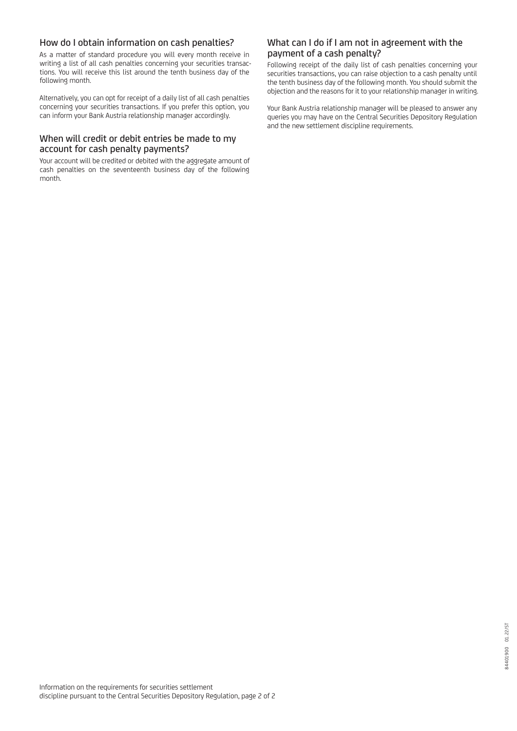## How do I obtain information on cash penalties?

As a matter of standard procedure you will every month receive in writing a list of all cash penalties concerning your securities transactions. You will receive this list around the tenth business day of the following month.

Alternatively, you can opt for receipt of a daily list of all cash penalties concerning your securities transactions. If you prefer this option, you can inform your Bank Austria relationship manager accordingly.

## When will credit or debit entries be made to my account for cash penalty payments?

Your account will be credited or debited with the aggregate amount of cash penalties on the seventeenth business day of the following month.

## What can I do if I am not in agreement with the payment of a cash penalty?

Following receipt of the daily list of cash penalties concerning your securities transactions, you can raise objection to a cash penalty until the tenth business day of the following month. You should submit the objection and the reasons for it to your relationship manager in writing.

Your Bank Austria relationship manager will be pleased to answer any queries you may have on the Central Securities Depository Regulation and the new settlement discipline requirements.

84401900 01.22/ST